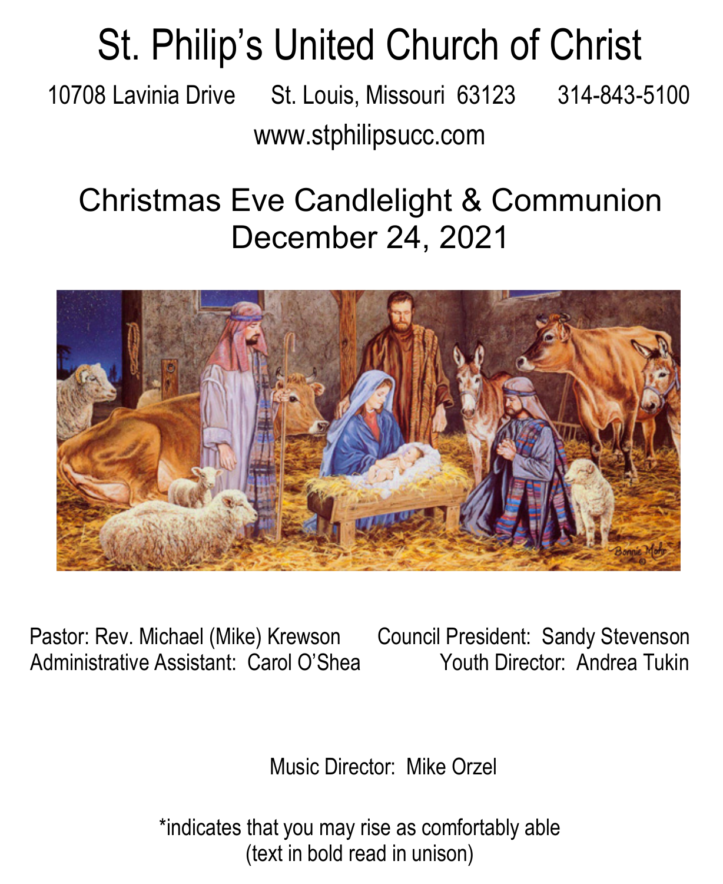# St. Philip's United Church of Christ

10708 Lavinia Drive St. Louis, Missouri 63123 314-843-5100

www.stphilipsucc.com

## Christmas Eve Candlelight & Communion
## December 24, 2021

Pastor: Rev. Michael (Mike) Krewson
Council President: Sandy Stevenson
Administrative Assistant: Carol O'Shea
Youth Director: Andrea Tukin

Music Director: Mike Orzel

*indicates that you may rise as comfortably able
(text in bold read in unison)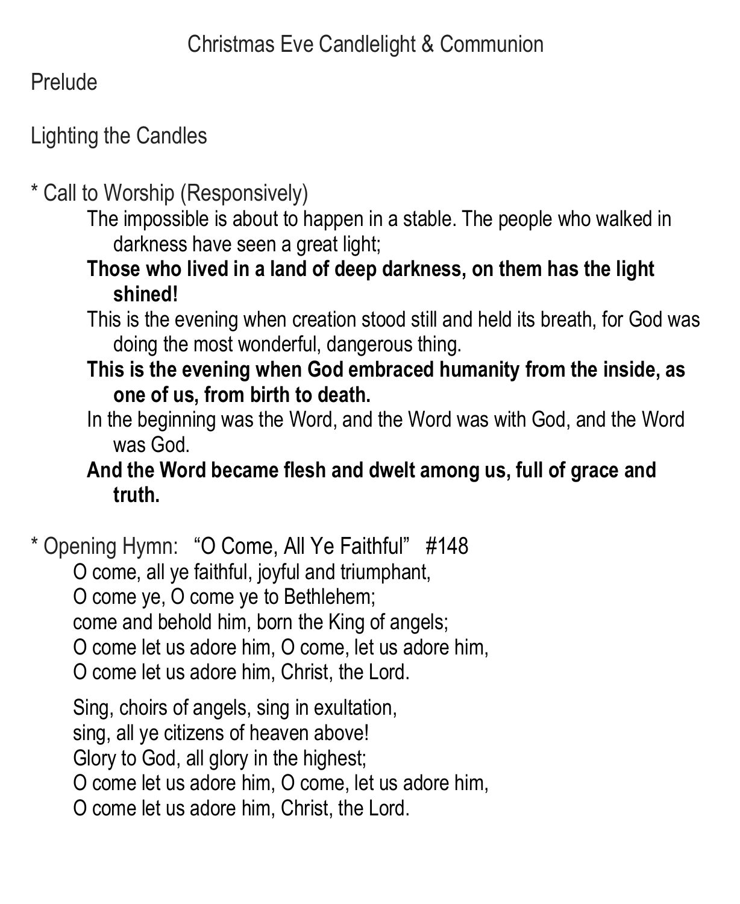# Christmas Eve Candlelight & Communion

Prelude

Lighting the Candles

* Call to Worship (Responsively)

The impossible is about to happen in a stable. The people who walked in darkness have seen a great light;

**Those who lived in a land of deep darkness, on them has the light shined!**

This is the evening when creation stood still and held its breath, for God was doing the most wonderful, dangerous thing.

**This is the evening when God embraced humanity from the inside, as one of us, from birth to death.**

In the beginning was the Word, and the Word was with God, and the Word was God.

**And the Word became flesh and dwelt among us, full of grace and truth.**

* Opening Hymn: "O Come, All Ye Faithful" #148

O come, all ye faithful, joyful and triumphant,
O come ye, O come ye to Bethlehem;
come and behold him, born the King of angels;
O come let us adore him, O come, let us adore him,
O come let us adore him, Christ, the Lord.

Sing, choirs of angels, sing in exultation,
sing, all ye citizens of heaven above!
Glory to God, all glory in the highest;
O come let us adore him, O come, let us adore him,
O come let us adore him, Christ, the Lord.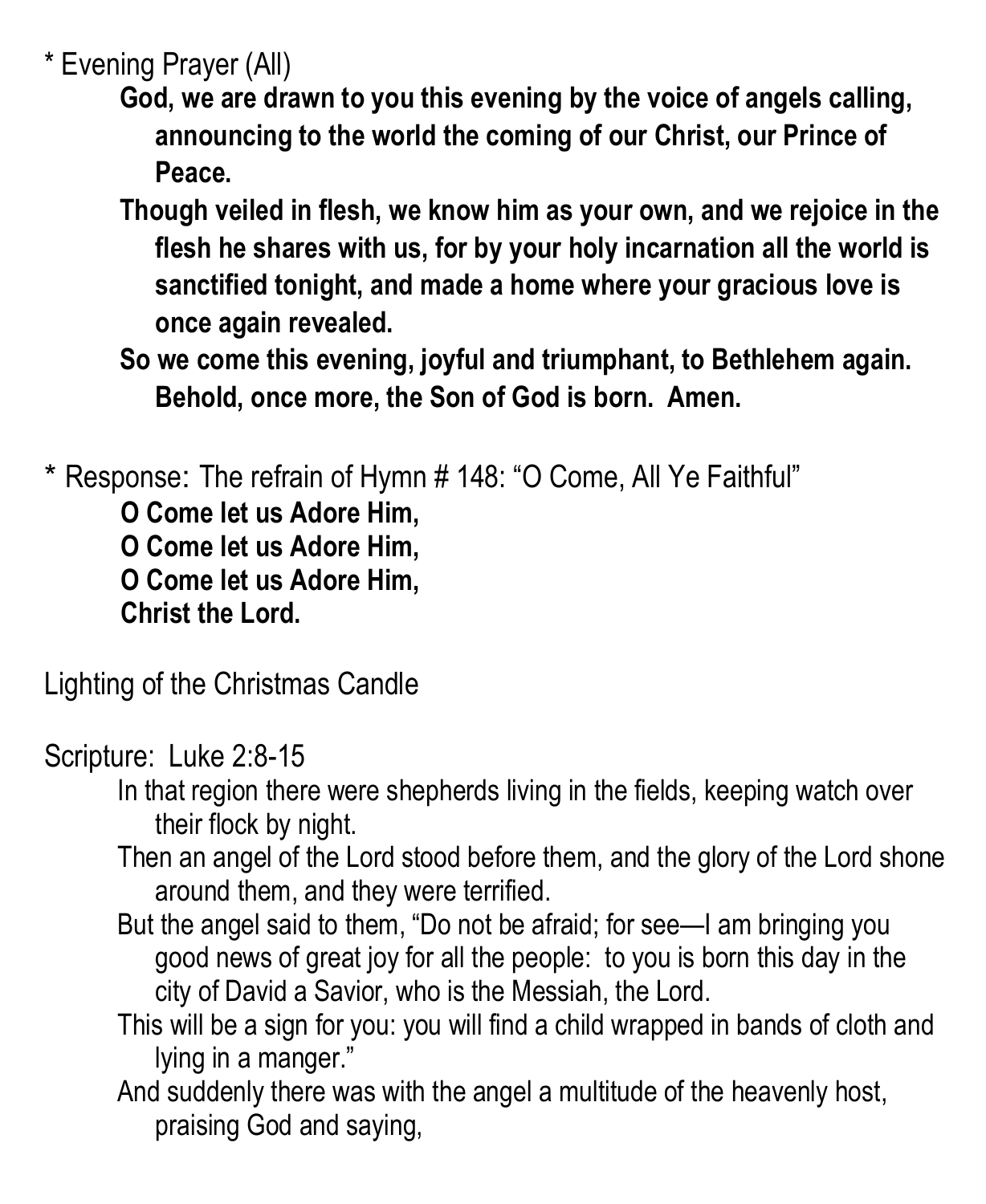* Evening Prayer (All)

**God, we are drawn to you this evening by the voice of angels calling, announcing to the world the coming of our Christ, our Prince of Peace.**

**Though veiled in flesh, we know him as your own, and we rejoice in the flesh he shares with us, for by your holy incarnation all the world is sanctified tonight, and made a home where your gracious love is once again revealed.**

**So we come this evening, joyful and triumphant, to Bethlehem again. Behold, once more, the Son of God is born. Amen.**

* Response: The refrain of Hymn # 148: "O Come, All Ye Faithful"

**O Come let us Adore Him,**
**O Come let us Adore Him,**
**O Come let us Adore Him,**
**Christ the Lord.**

Lighting of the Christmas Candle

Scripture: Luke 2:8-15

In that region there were shepherds living in the fields, keeping watch over their flock by night.

Then an angel of the Lord stood before them, and the glory of the Lord shone around them, and they were terrified.

But the angel said to them, "Do not be afraid; for see—I am bringing you good news of great joy for all the people: to you is born this day in the city of David a Savior, who is the Messiah, the Lord.

This will be a sign for you: you will find a child wrapped in bands of cloth and lying in a manger."

And suddenly there was with the angel a multitude of the heavenly host, praising God and saying,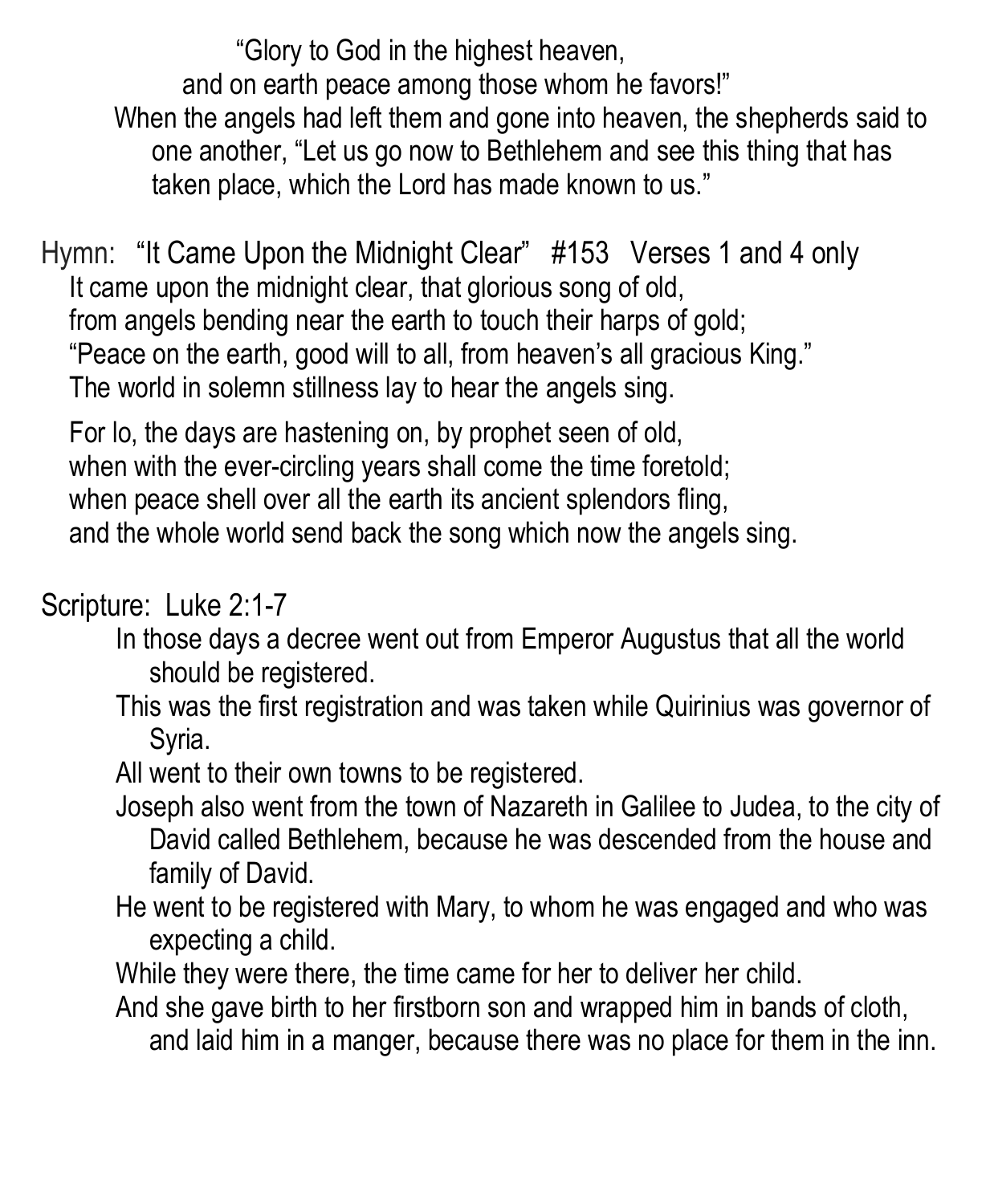"Glory to God in the highest heaven,
and on earth peace among those whom he favors!"

When the angels had left them and gone into heaven, the shepherds said to one another, "Let us go now to Bethlehem and see this thing that has taken place, which the Lord has made known to us."

Hymn: "It Came Upon the Midnight Clear" #153 Verses 1 and 4 only

It came upon the midnight clear, that glorious song of old,
from angels bending near the earth to touch their harps of gold;
"Peace on the earth, good will to all, from heaven's all gracious King."
The world in solemn stillness lay to hear the angels sing.

For lo, the days are hastening on, by prophet seen of old,
when with the ever-circling years shall come the time foretold;
when peace shell over all the earth its ancient splendors fling,
and the whole world send back the song which now the angels sing.

Scripture: Luke 2:1-7

In those days a decree went out from Emperor Augustus that all the world should be registered.

This was the first registration and was taken while Quirinius was governor of Syria.

All went to their own towns to be registered.

Joseph also went from the town of Nazareth in Galilee to Judea, to the city of David called Bethlehem, because he was descended from the house and family of David.

He went to be registered with Mary, to whom he was engaged and who was expecting a child.

While they were there, the time came for her to deliver her child.

And she gave birth to her firstborn son and wrapped him in bands of cloth, and laid him in a manger, because there was no place for them in the inn.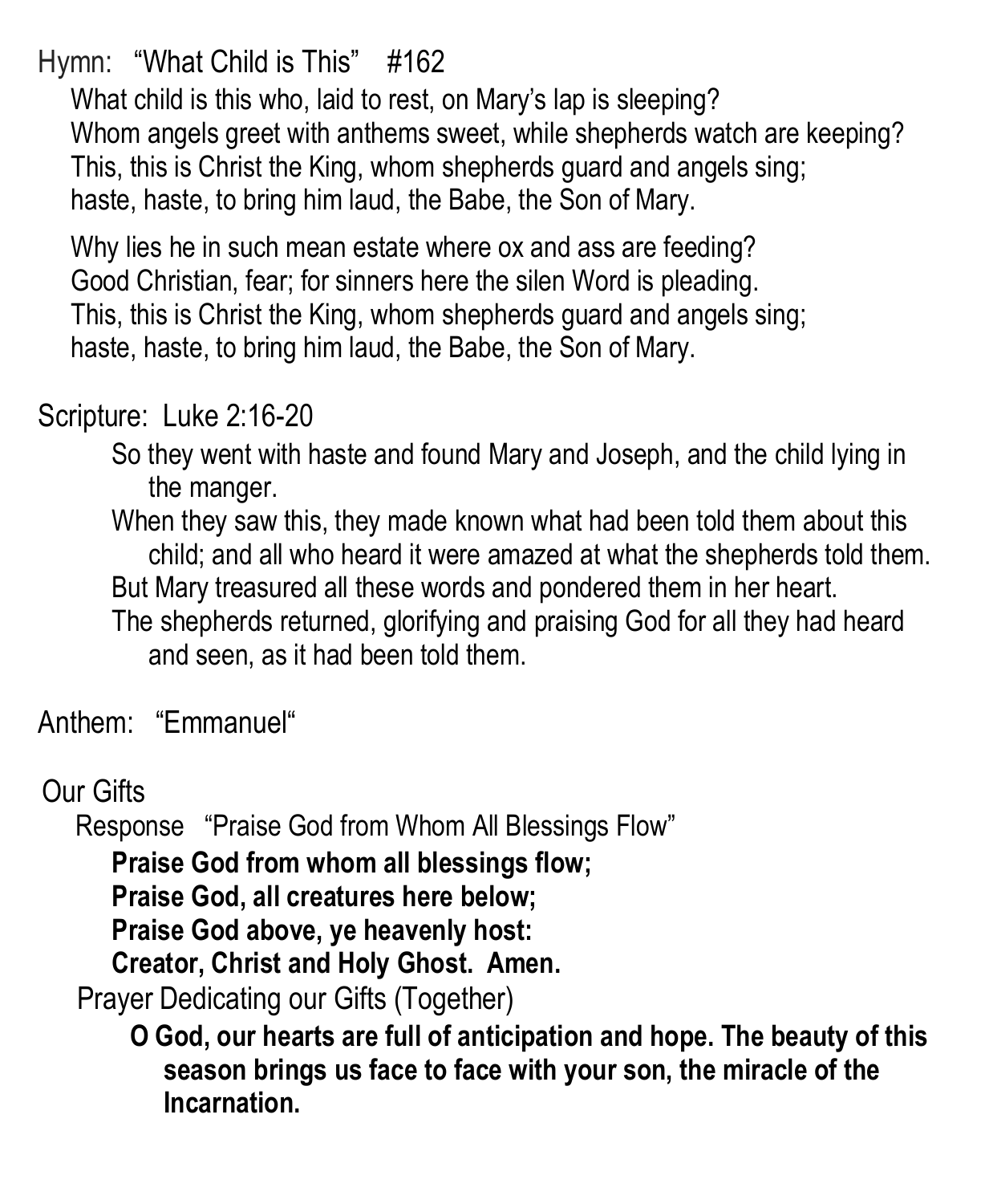Hymn: "What Child is This" #162

What child is this who, laid to rest, on Mary's lap is sleeping?
Whom angels greet with anthems sweet, while shepherds watch are keeping?
This, this is Christ the King, whom shepherds guard and angels sing;
haste, haste, to bring him laud, the Babe, the Son of Mary.

Why lies he in such mean estate where ox and ass are feeding?
Good Christian, fear; for sinners here the silen Word is pleading.
This, this is Christ the King, whom shepherds guard and angels sing;
haste, haste, to bring him laud, the Babe, the Son of Mary.

Scripture: Luke 2:16-20

So they went with haste and found Mary and Joseph, and the child lying in the manger.
When they saw this, they made known what had been told them about this child; and all who heard it were amazed at what the shepherds told them.
But Mary treasured all these words and pondered them in her heart.
The shepherds returned, glorifying and praising God for all they had heard and seen, as it had been told them.

Anthem: "Emmanuel"

Our Gifts

Response "Praise God from Whom All Blessings Flow"

**Praise God from whom all blessings flow;**
**Praise God, all creatures here below;**
**Praise God above, ye heavenly host:**
**Creator, Christ and Holy Ghost. Amen.**

Prayer Dedicating our Gifts (Together)

**O God, our hearts are full of anticipation and hope. The beauty of this season brings us face to face with your son, the miracle of the Incarnation.**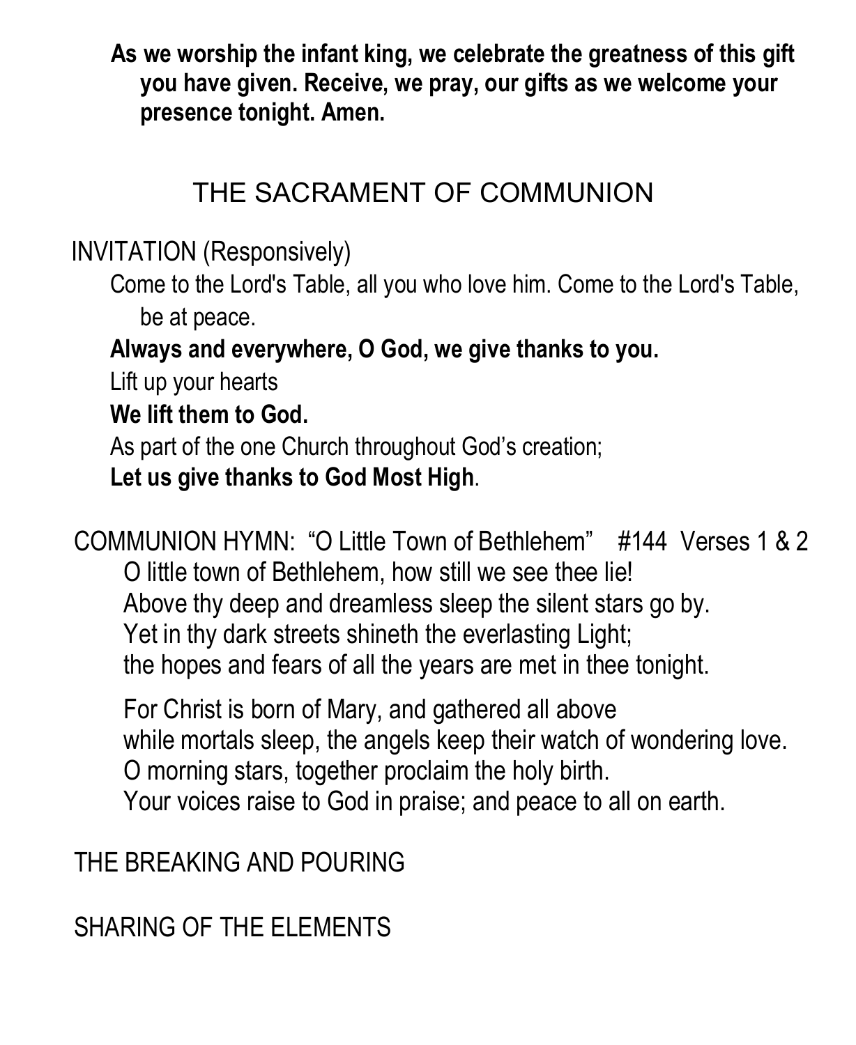**As we worship the infant king, we celebrate the greatness of this gift you have given. Receive, we pray, our gifts as we welcome your presence tonight. Amen.**

## THE SACRAMENT OF COMMUNION

INVITATION (Responsively)

Come to the Lord's Table, all you who love him. Come to the Lord's Table, be at peace.

**Always and everywhere, O God, we give thanks to you.**

Lift up your hearts

**We lift them to God.**

As part of the one Church throughout God's creation;

**Let us give thanks to God Most High**.

COMMUNION HYMN: "O Little Town of Bethlehem" #144 Verses 1 & 2

O little town of Bethlehem, how still we see thee lie!
Above thy deep and dreamless sleep the silent stars go by.
Yet in thy dark streets shineth the everlasting Light;
the hopes and fears of all the years are met in thee tonight.

For Christ is born of Mary, and gathered all above
while mortals sleep, the angels keep their watch of wondering love.
O morning stars, together proclaim the holy birth.
Your voices raise to God in praise; and peace to all on earth.

THE BREAKING AND POURING

SHARING OF THE ELEMENTS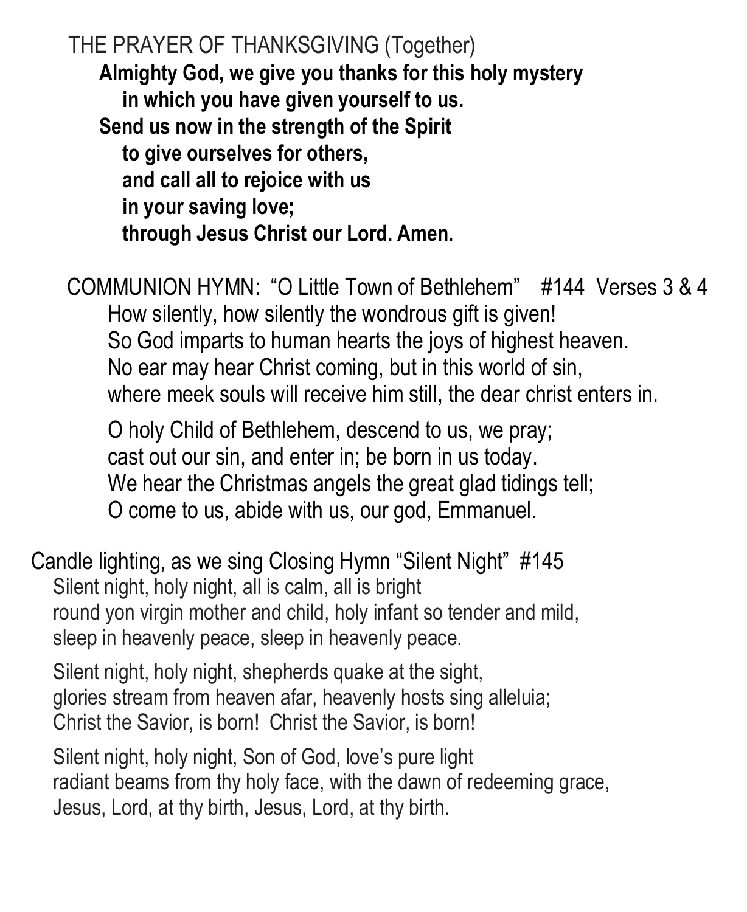THE PRAYER OF THANKSGIVING (Together)

**Almighty God, we give you thanks for this holy mystery**
**in which you have given yourself to us.**
**Send us now in the strength of the Spirit**
**to give ourselves for others,**
**and call all to rejoice with us**
**in your saving love;**
**through Jesus Christ our Lord. Amen.**

COMMUNION HYMN: "O Little Town of Bethlehem" #144 Verses 3 & 4

How silently, how silently the wondrous gift is given!
So God imparts to human hearts the joys of highest heaven.
No ear may hear Christ coming, but in this world of sin,
where meek souls will receive him still, the dear christ enters in.

O holy Child of Bethlehem, descend to us, we pray;
cast out our sin, and enter in; be born in us today.
We hear the Christmas angels the great glad tidings tell;
O come to us, abide with us, our god, Emmanuel.

Candle lighting, as we sing Closing Hymn "Silent Night" #145

Silent night, holy night, all is calm, all is bright
round yon virgin mother and child, holy infant so tender and mild,
sleep in heavenly peace, sleep in heavenly peace.

Silent night, holy night, shepherds quake at the sight,
glories stream from heaven afar, heavenly hosts sing alleluia;
Christ the Savior, is born! Christ the Savior, is born!

Silent night, holy night, Son of God, love's pure light
radiant beams from thy holy face, with the dawn of redeeming grace,
Jesus, Lord, at thy birth, Jesus, Lord, at thy birth.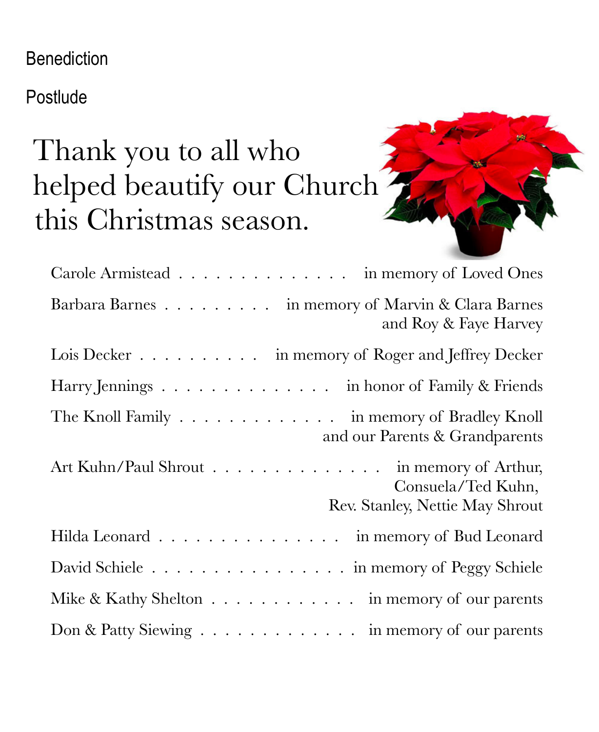Benediction

Postlude

# Thank you to all who helped beautify our Church this Christmas season.

Carole Armistead . . . . . . . . . . . . . . in memory of Loved Ones

Barbara Barnes . . . . . . . . . in memory of Marvin & Clara Barnes and Roy & Faye Harvey

Lois Decker . . . . . . . . . . in memory of Roger and Jeffrey Decker

Harry Jennings . . . . . . . . . . . . . . . in honor of Family & Friends

The Knoll Family . . . . . . . . . . . . . in memory of Bradley Knoll and our Parents & Grandparents

Art Kuhn/Paul Shrout . . . . . . . . . . . . . . . in memory of Arthur, Consuela/Ted Kuhn, Rev. Stanley, Nettie May Shrout

Hilda Leonard . . . . . . . . . . . . . . . in memory of Bud Leonard

David Schiele . . . . . . . . . . . . . . . . . in memory of Peggy Schiele

Mike & Kathy Shelton . . . . . . . . . . . . in memory of our parents

Don & Patty Siewing . . . . . . . . . . . . . in memory of our parents